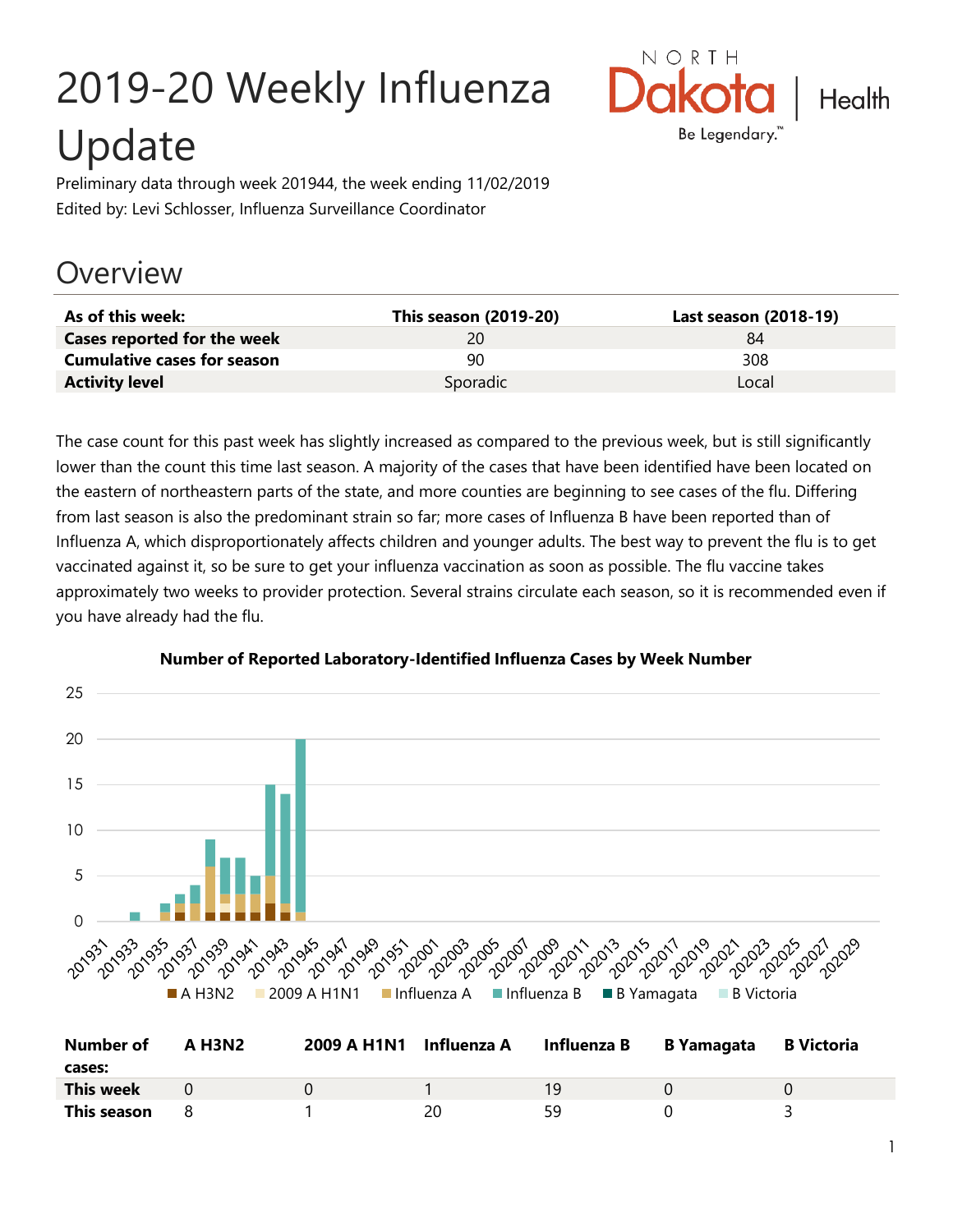# 2019-20 Weekly Influenza Update

Preliminary data through week 201944, the week ending 11/02/2019

Edited by: Levi Schlosser, Influenza Surveillance Coordinator

## Overview

| As of this week: | This season (2019-20) | Last season (2018-19) |
|---|---|---|
| **Cases reported for the week** | 20 | 84 |
| **Cumulative cases for season** | 90 | 308 |
| **Activity level** | Sporadic | Local |

The case count for this past week has slightly increased as compared to the previous week, but is still significantly lower than the count this time last season. A majority of the cases that have been identified have been located on the eastern of northeastern parts of the state, and more counties are beginning to see cases of the flu. Differing from last season is also the predominant strain so far; more cases of Influenza B have been reported than of Influenza A, which disproportionately affects children and younger adults. The best way to prevent the flu is to get vaccinated against it, so be sure to get your influenza vaccination as soon as possible. The flu vaccine takes approximately two weeks to provider protection. Several strains circulate each season, so it is recommended even if you have already had the flu.

**Number of Reported Laboratory-Identified Influenza Cases by Week Number**

| Number of cases: | A H3N2 | 2009 A H1N1 | Influenza A | Influenza B | B Yamagata | B Victoria |
|---|---|---|---|---|---|---|
| **This week** | 0 | 0 | 1 | 19 | 0 | 0 |
| **This season** | 8 | 1 | 20 | 59 | 0 | 3 |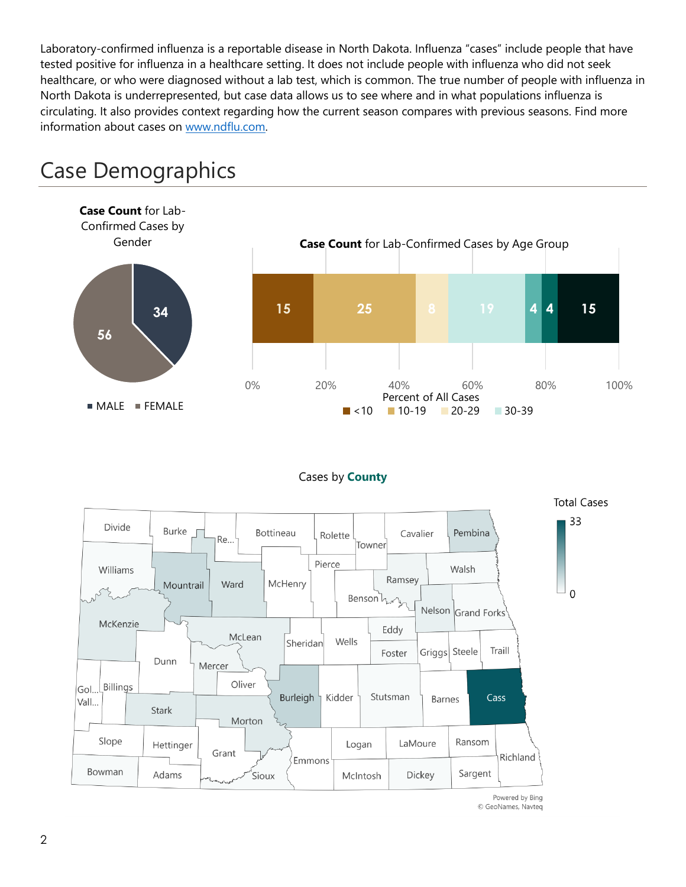Laboratory-confirmed influenza is a reportable disease in North Dakota. Influenza "cases" include people that have tested positive for influenza in a healthcare setting. It does not include people with influenza who did not seek healthcare, or who were diagnosed without a lab test, which is common. The true number of people with influenza in North Dakota is underrepresented, but case data allows us to see where and in what populations influenza is circulating. It also provides context regarding how the current season compares with previous seasons. Find more information about cases on www.ndflu.com.

# Case Demographics

**Case Count** for Lab-Confirmed Cases by Gender

| Gender | Case Count |
|---|---|
| MALE | 34 |
| FEMALE | 56 |

**Case Count** for Lab-Confirmed Cases by Age Group

| Age Group | Case Count |
|---|---|
| <10 | 15 |
| 10-19 | 25 |
| 20-29 | 8 |
| 30-39 | 19 |
| | 4 |
| | 4 |
| | 15 |

Percent of All Cases: 0%, 20%, 40%, 60%, 80%, 100%

Cases by **County**

Total Cases: 0 – 33

Powered by Bing
© GeoNames, Navteq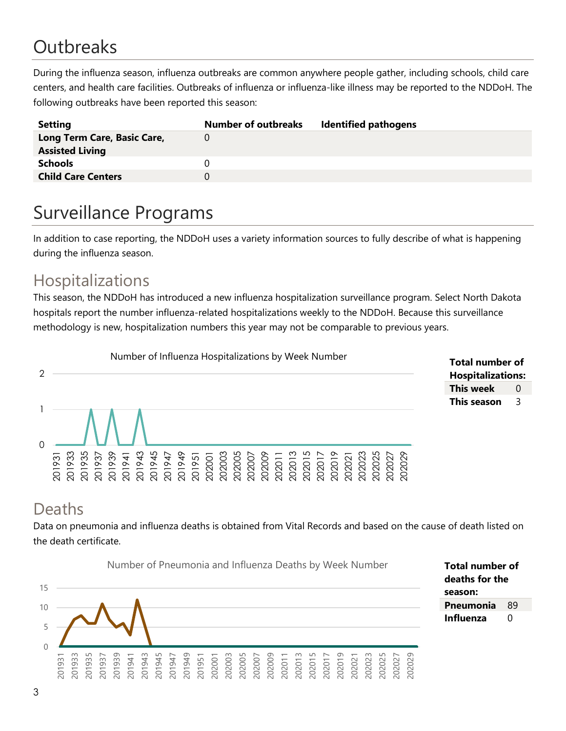# Outbreaks

During the influenza season, influenza outbreaks are common anywhere people gather, including schools, child care centers, and health care facilities. Outbreaks of influenza or influenza-like illness may be reported to the NDDoH. The following outbreaks have been reported this season:

| Setting | Number of outbreaks | Identified pathogens |
|---|---|---|
| **Long Term Care, Basic Care, Assisted Living** | 0 | |
| **Schools** | 0 | |
| **Child Care Centers** | 0 | |

# Surveillance Programs

In addition to case reporting, the NDDoH uses a variety information sources to fully describe of what is happening during the influenza season.

## Hospitalizations

This season, the NDDoH has introduced a new influenza hospitalization surveillance program. Select North Dakota hospitals report the number influenza-related hospitalizations weekly to the NDDoH. Because this surveillance methodology is new, hospitalization numbers this year may not be comparable to previous years.

Number of Influenza Hospitalizations by Week Number

| Total number of Hospitalizations: | |
|---|---|
| **This week** | 0 |
| **This season** | 3 |

## Deaths

Data on pneumonia and influenza deaths is obtained from Vital Records and based on the cause of death listed on the death certificate.

Number of Pneumonia and Influenza Deaths by Week Number

| Total number of deaths for the season: | |
|---|---|
| **Pneumonia** | 89 |
| **Influenza** | 0 |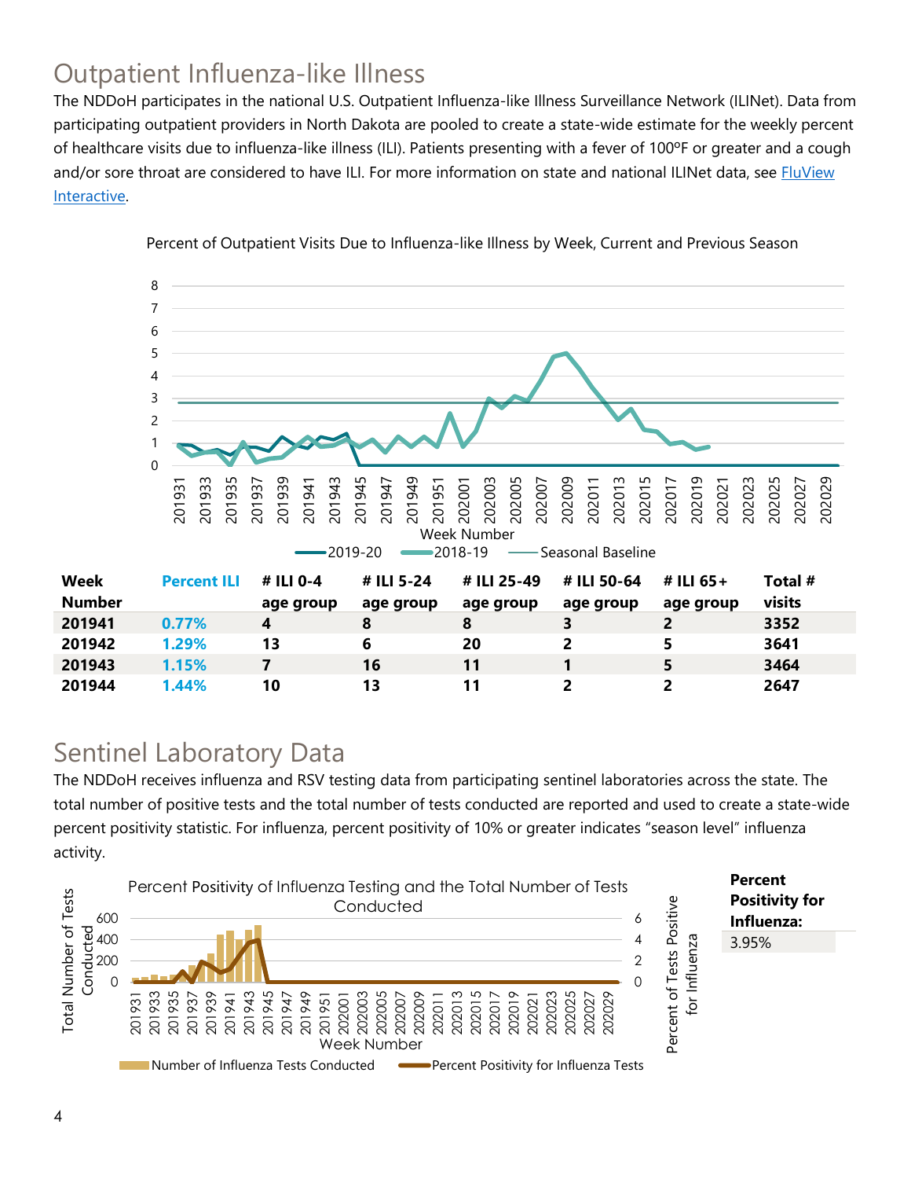## Outpatient Influenza-like Illness

The NDDoH participates in the national U.S. Outpatient Influenza-like Illness Surveillance Network (ILINet). Data from participating outpatient providers in North Dakota are pooled to create a state-wide estimate for the weekly percent of healthcare visits due to influenza-like illness (ILI). Patients presenting with a fever of 100ºF or greater and a cough and/or sore throat are considered to have ILI. For more information on state and national ILINet data, see FluView Interactive.

Percent of Outpatient Visits Due to Influenza-like Illness by Week, Current and Previous Season

| Week Number | Percent ILI | # ILI 0-4 age group | # ILI 5-24 age group | # ILI 25-49 age group | # ILI 50-64 age group | # ILI 65+ age group | Total # visits |
|---|---|---|---|---|---|---|---|
| 201941 | 0.77% | 4 | 8 | 8 | 3 | 2 | 3352 |
| 201942 | 1.29% | 13 | 6 | 20 | 2 | 5 | 3641 |
| 201943 | 1.15% | 7 | 16 | 11 | 1 | 5 | 3464 |
| 201944 | 1.44% | 10 | 13 | 11 | 2 | 2 | 2647 |

## Sentinel Laboratory Data

The NDDoH receives influenza and RSV testing data from participating sentinel laboratories across the state. The total number of positive tests and the total number of tests conducted are reported and used to create a state-wide percent positivity statistic. For influenza, percent positivity of 10% or greater indicates "season level" influenza activity.

Percent Positivity of Influenza Testing and the Total Number of Tests Conducted

| Percent Positivity for Influenza: |
|---|
| 3.95% |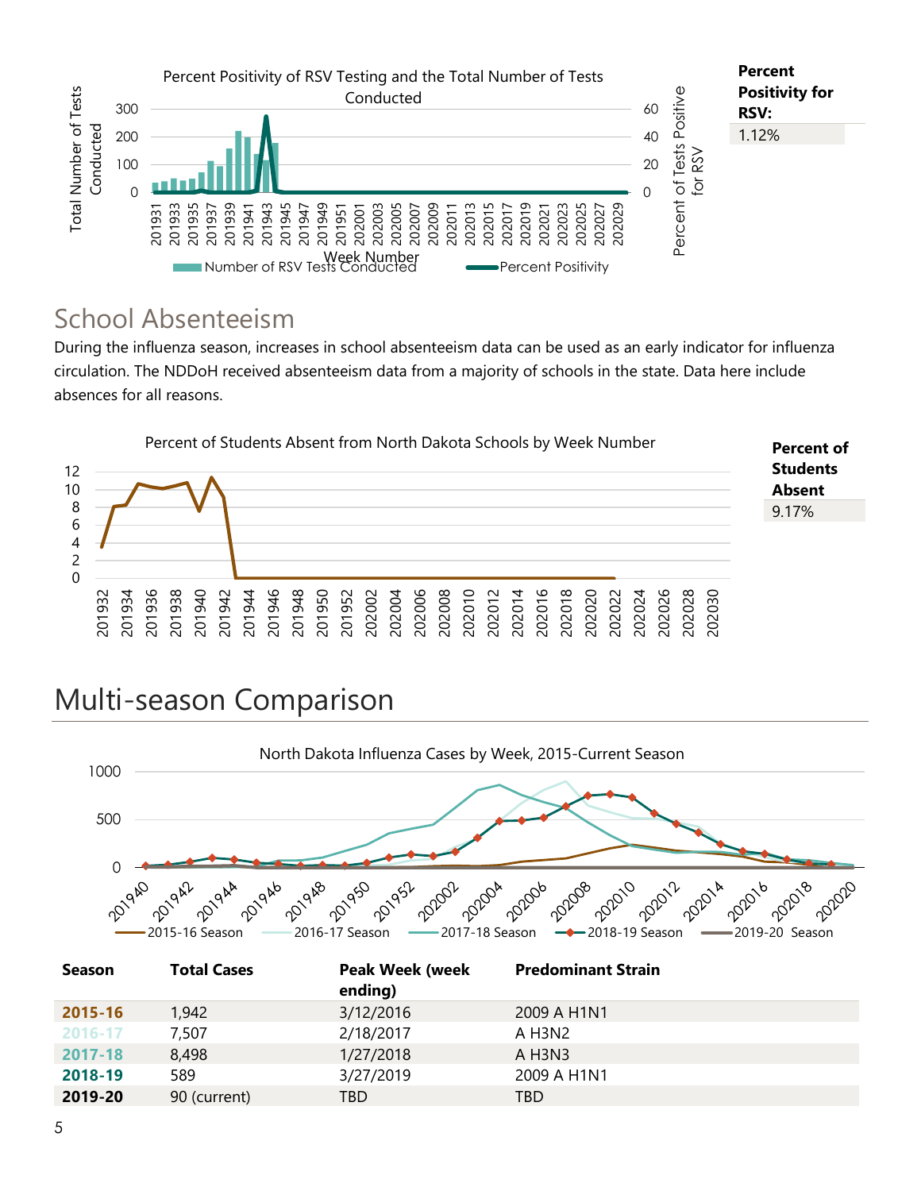Percent Positivity of RSV Testing and the Total Number of Tests Conducted

**Percent Positivity for RSV:**

1.12%

## School Absenteeism

During the influenza season, increases in school absenteeism data can be used as an early indicator for influenza circulation. The NDDoH received absenteeism data from a majority of schools in the state. Data here include absences for all reasons.

Percent of Students Absent from North Dakota Schools by Week Number

**Percent of Students Absent**

9.17%

# Multi-season Comparison

North Dakota Influenza Cases by Week, 2015-Current Season

| Season | Total Cases | Peak Week (week ending) | Predominant Strain |
|---|---|---|---|
| **2015-16** | 1,942 | 3/12/2016 | 2009 A H1N1 |
| **2016-17** | 7,507 | 2/18/2017 | A H3N2 |
| **2017-18** | 8,498 | 1/27/2018 | A H3N3 |
| **2018-19** | 589 | 3/27/2019 | 2009 A H1N1 |
| **2019-20** | 90 (current) | TBD | TBD |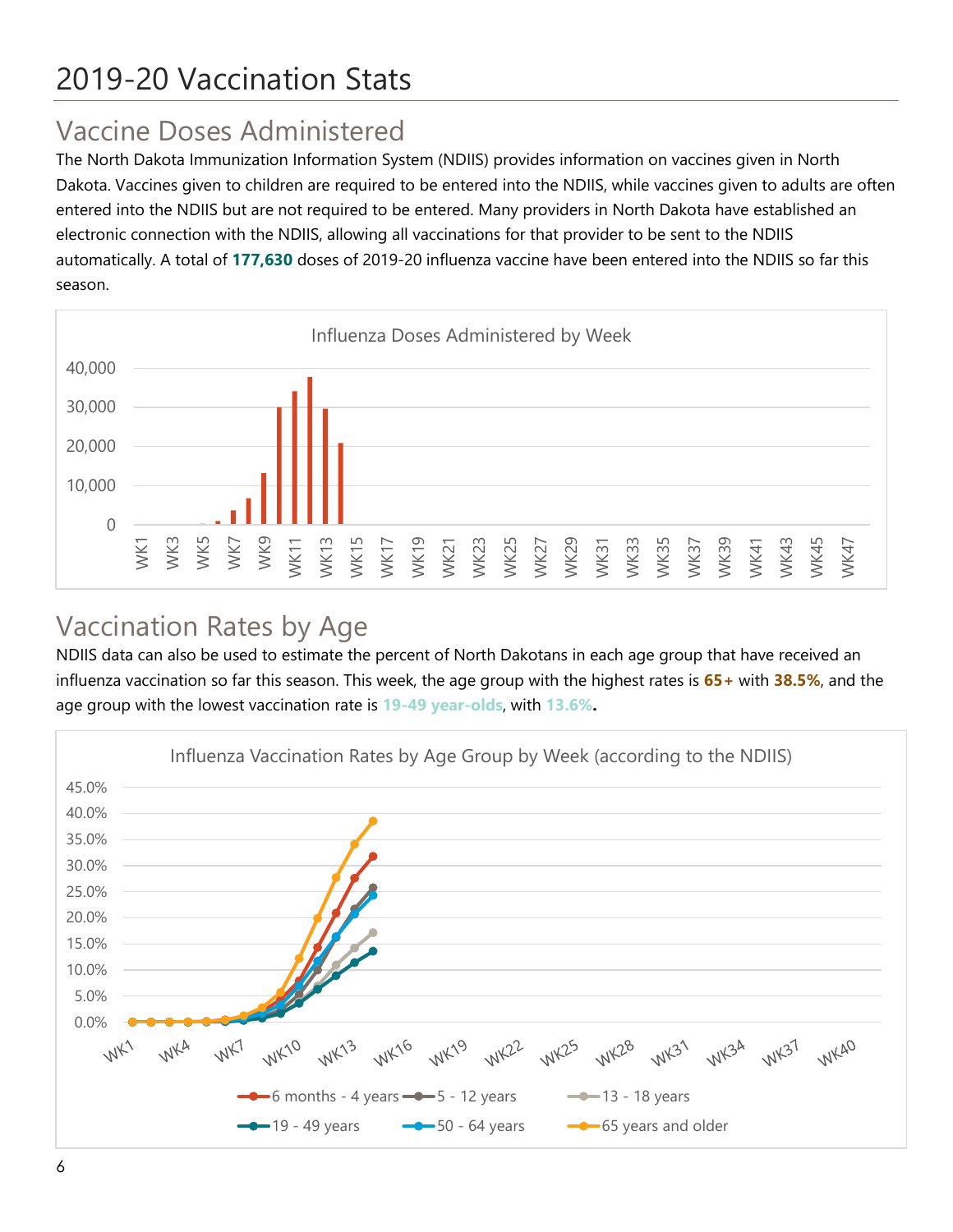# 2019-20 Vaccination Stats

## Vaccine Doses Administered

The North Dakota Immunization Information System (NDIIS) provides information on vaccines given in North Dakota. Vaccines given to children are required to be entered into the NDIIS, while vaccines given to adults are often entered into the NDIIS but are not required to be entered. Many providers in North Dakota have established an electronic connection with the NDIIS, allowing all vaccinations for that provider to be sent to the NDIIS automatically. A total of **177,630** doses of 2019-20 influenza vaccine have been entered into the NDIIS so far this season.

Influenza Doses Administered by Week

40,000
30,000
20,000
10,000
0

WK1 WK3 WK5 WK7 WK9 WK11 WK13 WK15 WK17 WK19 WK21 WK23 WK25 WK27 WK29 WK31 WK33 WK35 WK37 WK39 WK41 WK43 WK45 WK47

## Vaccination Rates by Age

NDIIS data can also be used to estimate the percent of North Dakotans in each age group that have received an influenza vaccination so far this season. This week, the age group with the highest rates is **65+** with **38.5%**, and the age group with the lowest vaccination rate is **19-49 year-olds**, with **13.6%**.

Influenza Vaccination Rates by Age Group by Week (according to the NDIIS)

45.0%
40.0%
35.0%
30.0%
25.0%
20.0%
15.0%
10.0%
5.0%
0.0%

WK1 WK4 WK7 WK10 WK13 WK16 WK19 WK22 WK25 WK28 WK31 WK34 WK37 WK40

6 months - 4 years
5 - 12 years
13 - 18 years
19 - 49 years
50 - 64 years
65 years and older